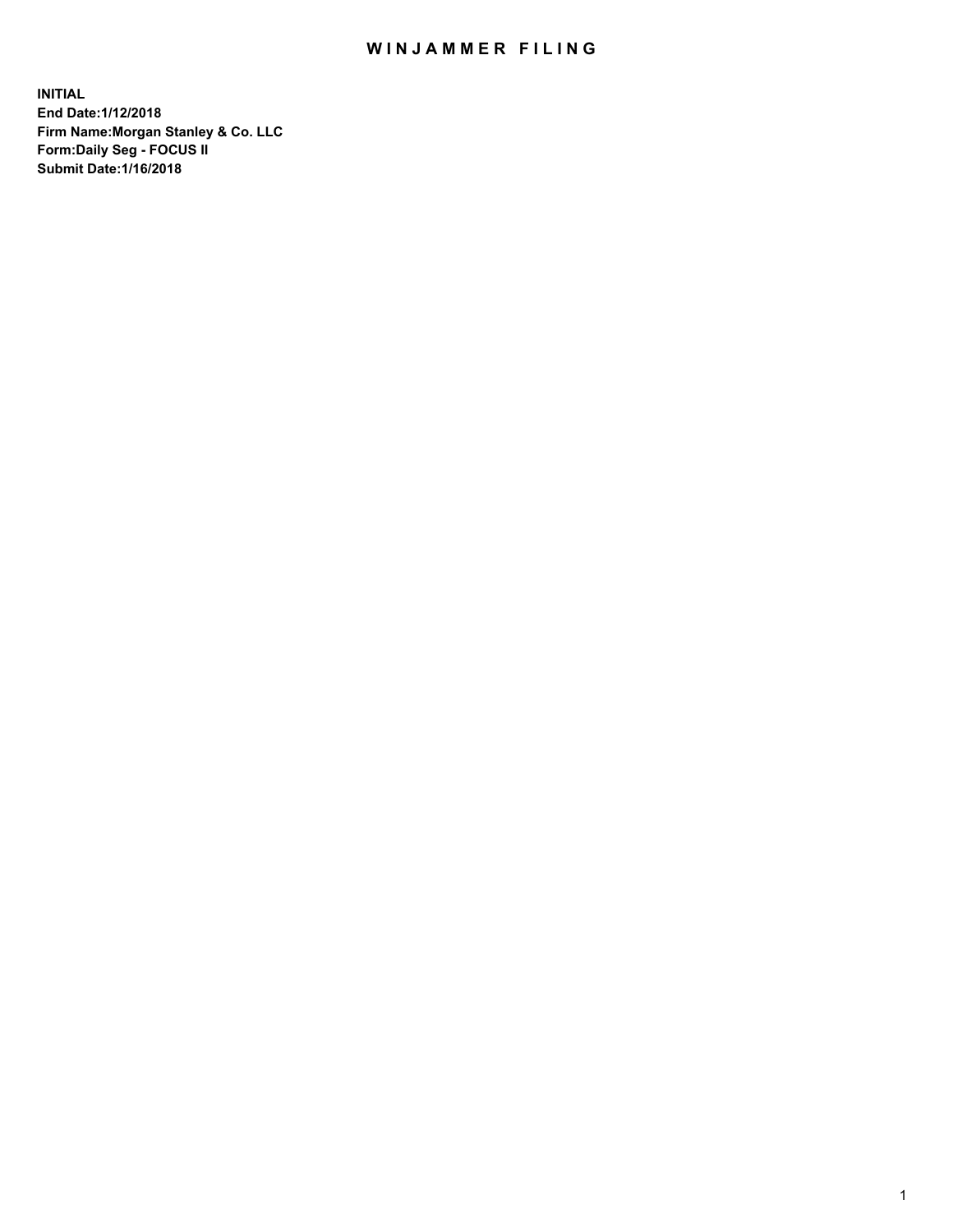# WINJAMMER FILING

**INITIAL**
**End Date:1/12/2018**
**Firm Name:Morgan Stanley & Co. LLC**
**Form:Daily Seg - FOCUS II**
**Submit Date:1/16/2018**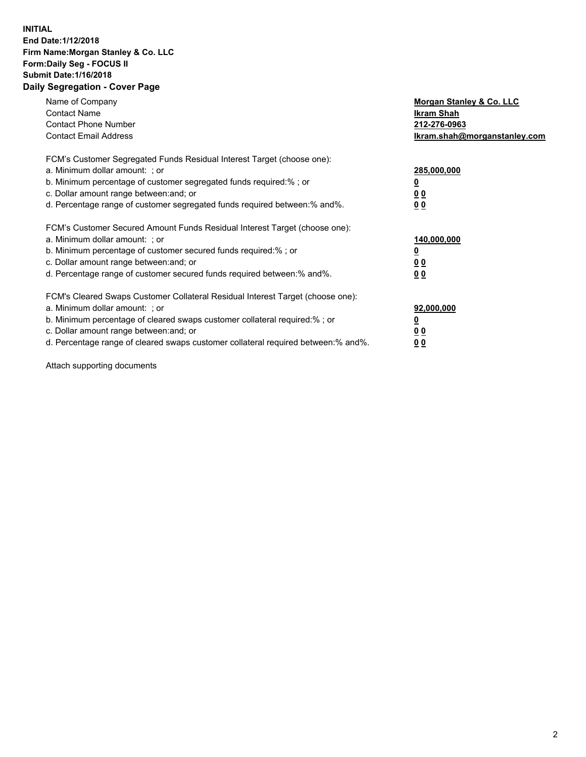**INITIAL**
**End Date:1/12/2018**
**Firm Name:Morgan Stanley & Co. LLC**
**Form:Daily Seg - FOCUS II**
**Submit Date:1/16/2018**
**Daily Segregation - Cover Page**

| | |
|---|---|
| Name of Company | **Morgan Stanley & Co. LLC** |
| Contact Name | **Ikram Shah** |
| Contact Phone Number | **212-276-0963** |
| Contact Email Address | **Ikram.shah@morganstanley.com** |

| | |
|---|---|
| FCM's Customer Segregated Funds Residual Interest Target (choose one): | |
| a. Minimum dollar amount: ; or | **285,000,000** |
| b. Minimum percentage of customer segregated funds required:% ; or | **0** |
| c. Dollar amount range between:and; or | **0 0** |
| d. Percentage range of customer segregated funds required between:% and%. | **0 0** |

| | |
|---|---|
| FCM's Customer Secured Amount Funds Residual Interest Target (choose one): | |
| a. Minimum dollar amount: ; or | **140,000,000** |
| b. Minimum percentage of customer secured funds required:% ; or | **0** |
| c. Dollar amount range between:and; or | **0 0** |
| d. Percentage range of customer secured funds required between:% and%. | **0 0** |

| | |
|---|---|
| FCM's Cleared Swaps Customer Collateral Residual Interest Target (choose one): | |
| a. Minimum dollar amount: ; or | **92,000,000** |
| b. Minimum percentage of cleared swaps customer collateral required:% ; or | **0** |
| c. Dollar amount range between:and; or | **0 0** |
| d. Percentage range of cleared swaps customer collateral required between:% and%. | **0 0** |

Attach supporting documents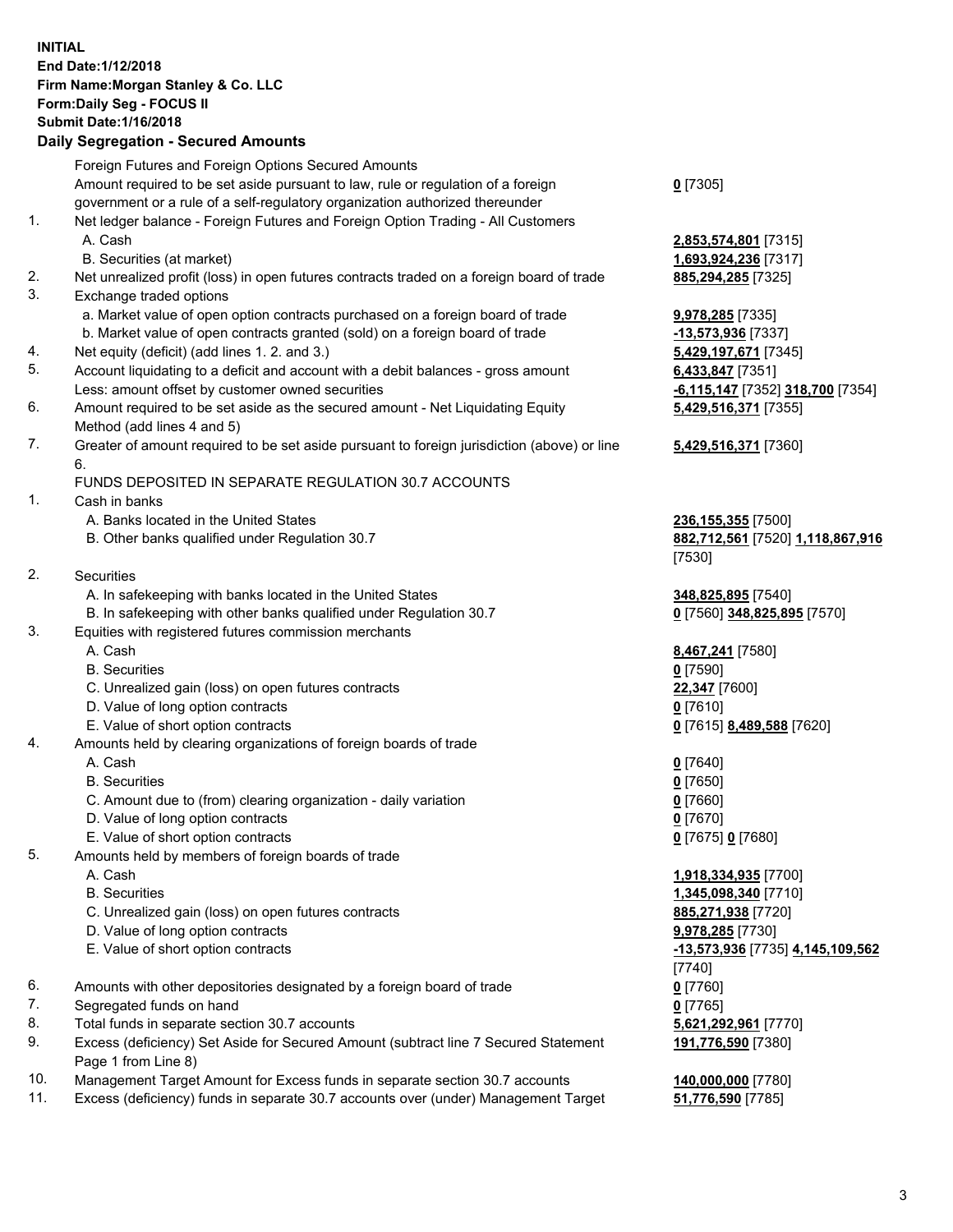**INITIAL**
**End Date:1/12/2018**
**Firm Name:Morgan Stanley & Co. LLC**
**Form:Daily Seg - FOCUS II**
**Submit Date:1/16/2018**

## Daily Segregation - Secured Amounts

| | | |
|---|---|---|
| | Foreign Futures and Foreign Options Secured Amounts | |
| | Amount required to be set aside pursuant to law, rule or regulation of a foreign government or a rule of a self-regulatory organization authorized thereunder | **0** [7305] |
| 1. | Net ledger balance - Foreign Futures and Foreign Option Trading - All Customers | |
| | A. Cash | **2,853,574,801** [7315] |
| | B. Securities (at market) | **1,693,924,236** [7317] |
| 2. | Net unrealized profit (loss) in open futures contracts traded on a foreign board of trade | **885,294,285** [7325] |
| 3. | Exchange traded options | |
| | a. Market value of open option contracts purchased on a foreign board of trade | **9,978,285** [7335] |
| | b. Market value of open contracts granted (sold) on a foreign board of trade | **-13,573,936** [7337] |
| 4. | Net equity (deficit) (add lines 1. 2. and 3.) | **5,429,197,671** [7345] |
| 5. | Account liquidating to a deficit and account with a debit balances - gross amount | **6,433,847** [7351] |
| | Less: amount offset by customer owned securities | **-6,115,147** [7352] **318,700** [7354] |
| 6. | Amount required to be set aside as the secured amount - Net Liquidating Equity Method (add lines 4 and 5) | **5,429,516,371** [7355] |
| 7. | Greater of amount required to be set aside pursuant to foreign jurisdiction (above) or line 6. | **5,429,516,371** [7360] |
| | FUNDS DEPOSITED IN SEPARATE REGULATION 30.7 ACCOUNTS | |
| 1. | Cash in banks | |
| | A. Banks located in the United States | **236,155,355** [7500] |
| | B. Other banks qualified under Regulation 30.7 | **882,712,561** [7520] **1,118,867,916** [7530] |
| 2. | Securities | |
| | A. In safekeeping with banks located in the United States | **348,825,895** [7540] |
| | B. In safekeeping with other banks qualified under Regulation 30.7 | **0** [7560] **348,825,895** [7570] |
| 3. | Equities with registered futures commission merchants | |
| | A. Cash | **8,467,241** [7580] |
| | B. Securities | **0** [7590] |
| | C. Unrealized gain (loss) on open futures contracts | **22,347** [7600] |
| | D. Value of long option contracts | **0** [7610] |
| | E. Value of short option contracts | **0** [7615] **8,489,588** [7620] |
| 4. | Amounts held by clearing organizations of foreign boards of trade | |
| | A. Cash | **0** [7640] |
| | B. Securities | **0** [7650] |
| | C. Amount due to (from) clearing organization - daily variation | **0** [7660] |
| | D. Value of long option contracts | **0** [7670] |
| | E. Value of short option contracts | **0** [7675] **0** [7680] |
| 5. | Amounts held by members of foreign boards of trade | |
| | A. Cash | **1,918,334,935** [7700] |
| | B. Securities | **1,345,098,340** [7710] |
| | C. Unrealized gain (loss) on open futures contracts | **885,271,938** [7720] |
| | D. Value of long option contracts | **9,978,285** [7730] |
| | E. Value of short option contracts | **-13,573,936** [7735] **4,145,109,562** [7740] |
| 6. | Amounts with other depositories designated by a foreign board of trade | **0** [7760] |
| 7. | Segregated funds on hand | **0** [7765] |
| 8. | Total funds in separate section 30.7 accounts | **5,621,292,961** [7770] |
| 9. | Excess (deficiency) Set Aside for Secured Amount (subtract line 7 Secured Statement Page 1 from Line 8) | **191,776,590** [7380] |
| 10. | Management Target Amount for Excess funds in separate section 30.7 accounts | **140,000,000** [7780] |
| 11. | Excess (deficiency) funds in separate 30.7 accounts over (under) Management Target | **51,776,590** [7785] |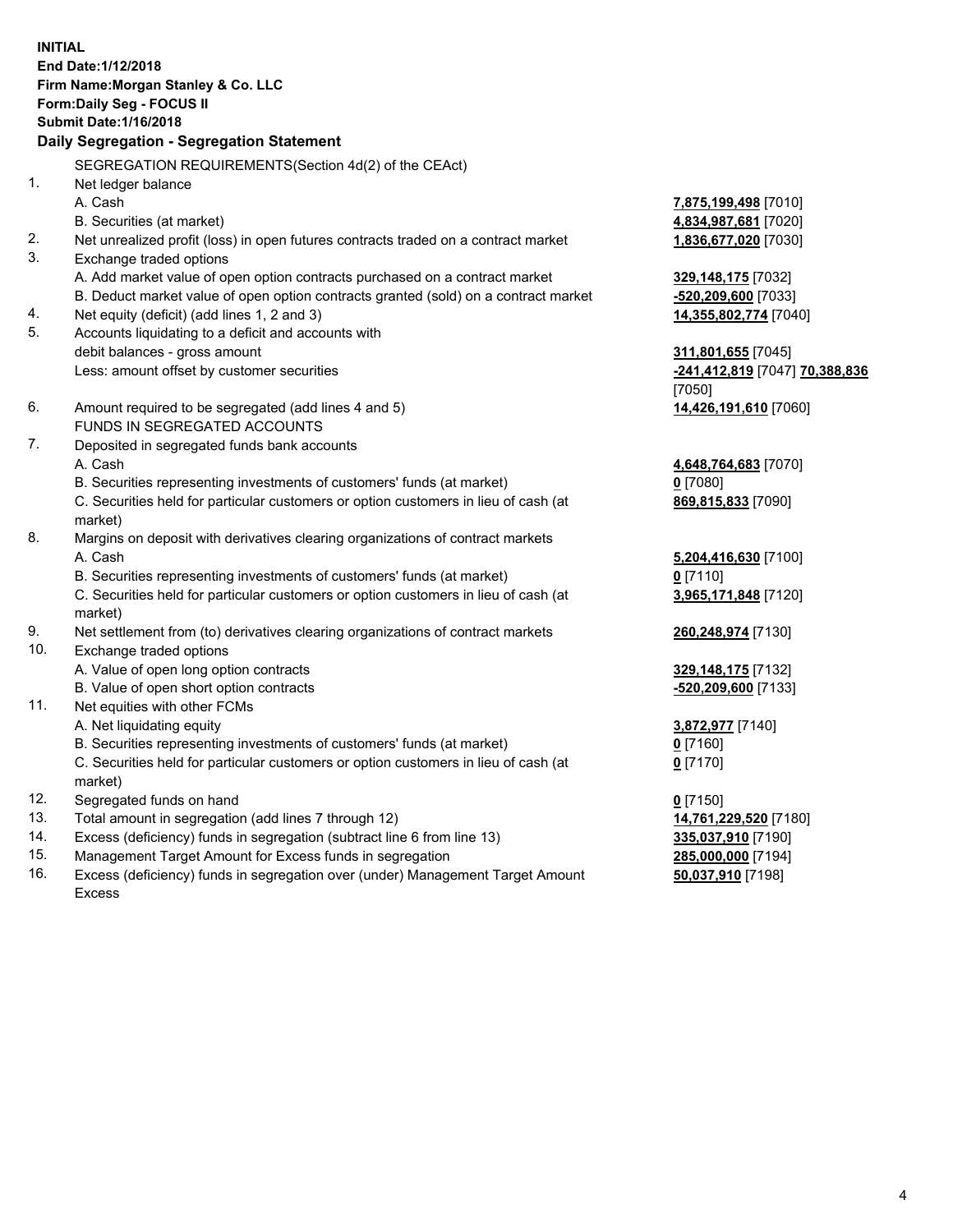**INITIAL**
**End Date:1/12/2018**
**Firm Name:Morgan Stanley & Co. LLC**
**Form:Daily Seg - FOCUS II**
**Submit Date:1/16/2018**

## Daily Segregation - Segregation Statement

SEGREGATION REQUIREMENTS(Section 4d(2) of the CEAct)

1. Net ledger balance
   - A. Cash — **7,875,199,498** [7010]
   - B. Securities (at market) — **4,834,987,681** [7020]
2. Net unrealized profit (loss) in open futures contracts traded on a contract market — **1,836,677,020** [7030]
3. Exchange traded options
   - A. Add market value of open option contracts purchased on a contract market — **329,148,175** [7032]
   - B. Deduct market value of open option contracts granted (sold) on a contract market — **-520,209,600** [7033]
4. Net equity (deficit) (add lines 1, 2 and 3) — **14,355,802,774** [7040]
5. Accounts liquidating to a deficit and accounts with debit balances - gross amount — **311,801,655** [7045]
   - Less: amount offset by customer securities — **-241,412,819** [7047] **70,388,836** [7050]
6. Amount required to be segregated (add lines 4 and 5) — **14,426,191,610** [7060]

FUNDS IN SEGREGATED ACCOUNTS

7. Deposited in segregated funds bank accounts
   - A. Cash — **4,648,764,683** [7070]
   - B. Securities representing investments of customers' funds (at market) — **0** [7080]
   - C. Securities held for particular customers or option customers in lieu of cash (at market) — **869,815,833** [7090]
8. Margins on deposit with derivatives clearing organizations of contract markets
   - A. Cash — **5,204,416,630** [7100]
   - B. Securities representing investments of customers' funds (at market) — **0** [7110]
   - C. Securities held for particular customers or option customers in lieu of cash (at market) — **3,965,171,848** [7120]
9. Net settlement from (to) derivatives clearing organizations of contract markets — **260,248,974** [7130]
10. Exchange traded options
    - A. Value of open long option contracts — **329,148,175** [7132]
    - B. Value of open short option contracts — **-520,209,600** [7133]
11. Net equities with other FCMs
    - A. Net liquidating equity — **3,872,977** [7140]
    - B. Securities representing investments of customers' funds (at market) — **0** [7160]
    - C. Securities held for particular customers or option customers in lieu of cash (at market) — **0** [7170]
12. Segregated funds on hand — **0** [7150]
13. Total amount in segregation (add lines 7 through 12) — **14,761,229,520** [7180]
14. Excess (deficiency) funds in segregation (subtract line 6 from line 13) — **335,037,910** [7190]
15. Management Target Amount for Excess funds in segregation — **285,000,000** [7194]
16. Excess (deficiency) funds in segregation over (under) Management Target Amount Excess — **50,037,910** [7198]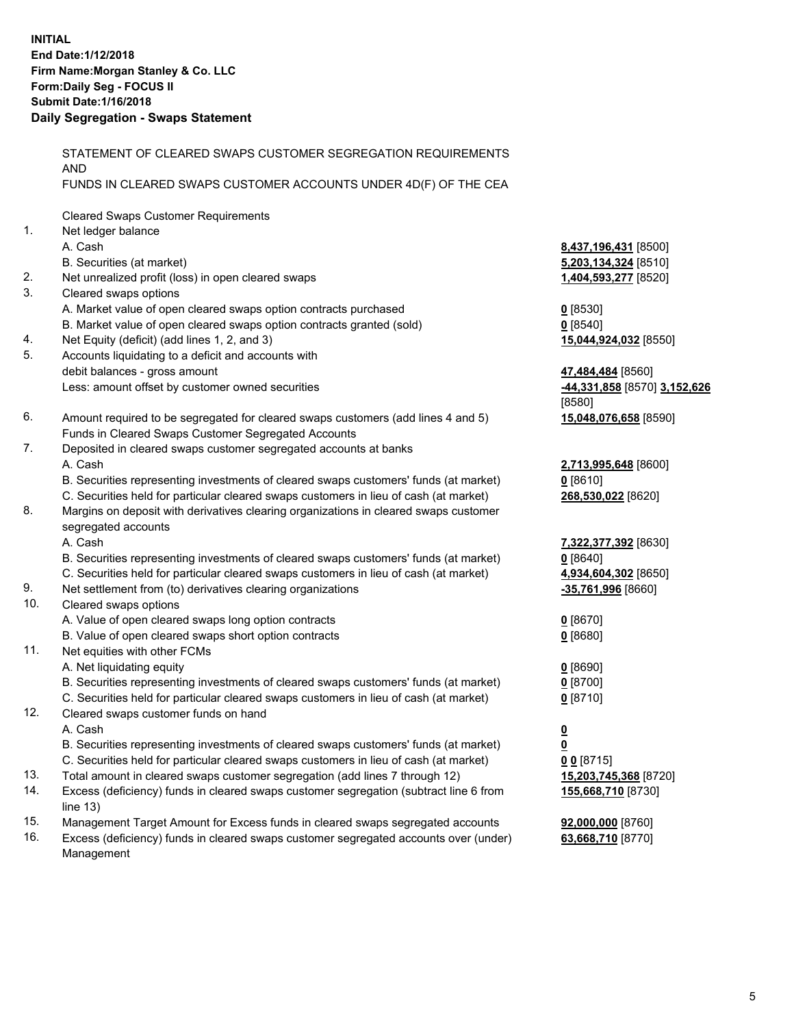**INITIAL**
**End Date:1/12/2018**
**Firm Name:Morgan Stanley & Co. LLC**
**Form:Daily Seg - FOCUS II**
**Submit Date:1/16/2018**
**Daily Segregation - Swaps Statement**

STATEMENT OF CLEARED SWAPS CUSTOMER SEGREGATION REQUIREMENTS AND FUNDS IN CLEARED SWAPS CUSTOMER ACCOUNTS UNDER 4D(F) OF THE CEA

| | | |
|---|---|---|
| | Cleared Swaps Customer Requirements | |
| 1. | Net ledger balance | |
| | A. Cash | **8,437,196,431** [8500] |
| | B. Securities (at market) | **5,203,134,324** [8510] |
| 2. | Net unrealized profit (loss) in open cleared swaps | **1,404,593,277** [8520] |
| 3. | Cleared swaps options | |
| | A. Market value of open cleared swaps option contracts purchased | **0** [8530] |
| | B. Market value of open cleared swaps option contracts granted (sold) | **0** [8540] |
| 4. | Net Equity (deficit) (add lines 1, 2, and 3) | **15,044,924,032** [8550] |
| 5. | Accounts liquidating to a deficit and accounts with debit balances - gross amount | **47,484,484** [8560] |
| | Less: amount offset by customer owned securities | **-44,331,858** [8570] **3,152,626** [8580] |
| 6. | Amount required to be segregated for cleared swaps customers (add lines 4 and 5) | **15,048,076,658** [8590] |
| | Funds in Cleared Swaps Customer Segregated Accounts | |
| 7. | Deposited in cleared swaps customer segregated accounts at banks | |
| | A. Cash | **2,713,995,648** [8600] |
| | B. Securities representing investments of cleared swaps customers' funds (at market) | **0** [8610] |
| | C. Securities held for particular cleared swaps customers in lieu of cash (at market) | **268,530,022** [8620] |
| 8. | Margins on deposit with derivatives clearing organizations in cleared swaps customer segregated accounts | |
| | A. Cash | **7,322,377,392** [8630] |
| | B. Securities representing investments of cleared swaps customers' funds (at market) | **0** [8640] |
| | C. Securities held for particular cleared swaps customers in lieu of cash (at market) | **4,934,604,302** [8650] |
| 9. | Net settlement from (to) derivatives clearing organizations | **-35,761,996** [8660] |
| 10. | Cleared swaps options | |
| | A. Value of open cleared swaps long option contracts | **0** [8670] |
| | B. Value of open cleared swaps short option contracts | **0** [8680] |
| 11. | Net equities with other FCMs | |
| | A. Net liquidating equity | **0** [8690] |
| | B. Securities representing investments of cleared swaps customers' funds (at market) | **0** [8700] |
| | C. Securities held for particular cleared swaps customers in lieu of cash (at market) | **0** [8710] |
| 12. | Cleared swaps customer funds on hand | |
| | A. Cash | **0** |
| | B. Securities representing investments of cleared swaps customers' funds (at market) | **0** |
| | C. Securities held for particular cleared swaps customers in lieu of cash (at market) | **0** **0** [8715] |
| 13. | Total amount in cleared swaps customer segregation (add lines 7 through 12) | **15,203,745,368** [8720] |
| 14. | Excess (deficiency) funds in cleared swaps customer segregation (subtract line 6 from line 13) | **155,668,710** [8730] |
| 15. | Management Target Amount for Excess funds in cleared swaps segregated accounts | **92,000,000** [8760] |
| 16. | Excess (deficiency) funds in cleared swaps customer segregated accounts over (under) Management | **63,668,710** [8770] |